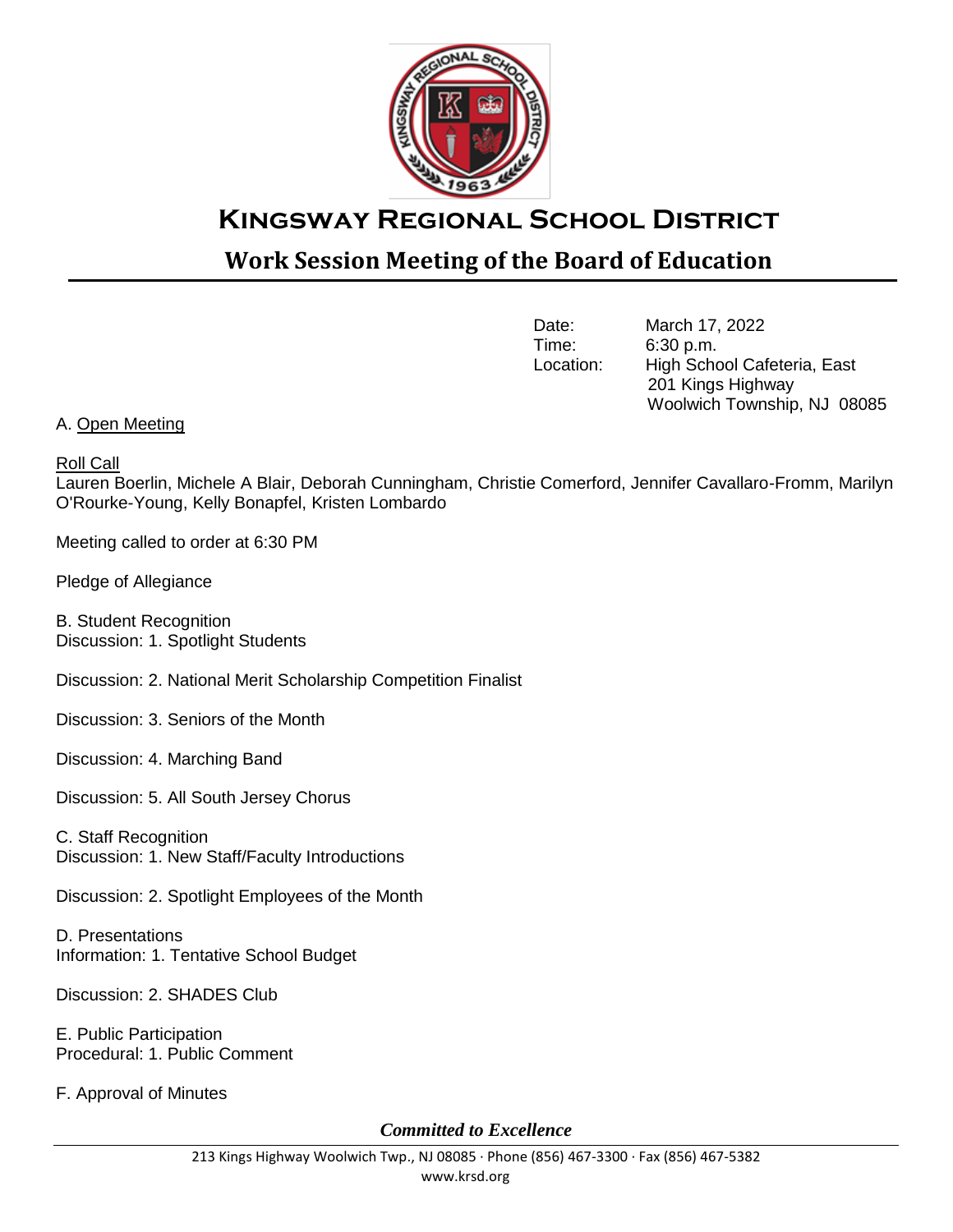# Kingsway Regional School District

## Work Session Meeting of the Board of Education

Date: March 17, 2022
Time: 6:30 p.m.
Location: High School Cafeteria, East
201 Kings Highway
Woolwich Township, NJ 08085

A. Open Meeting

Roll Call
Lauren Boerlin, Michele A Blair, Deborah Cunningham, Christie Comerford, Jennifer Cavallaro-Fromm, Marilyn O'Rourke-Young, Kelly Bonapfel, Kristen Lombardo

Meeting called to order at 6:30 PM

Pledge of Allegiance

B. Student Recognition
Discussion: 1. Spotlight Students

Discussion: 2. National Merit Scholarship Competition Finalist

Discussion: 3. Seniors of the Month

Discussion: 4. Marching Band

Discussion: 5. All South Jersey Chorus

C. Staff Recognition
Discussion: 1. New Staff/Faculty Introductions

Discussion: 2. Spotlight Employees of the Month

D. Presentations
Information: 1. Tentative School Budget

Discussion: 2. SHADES Club

E. Public Participation
Procedural: 1. Public Comment

F. Approval of Minutes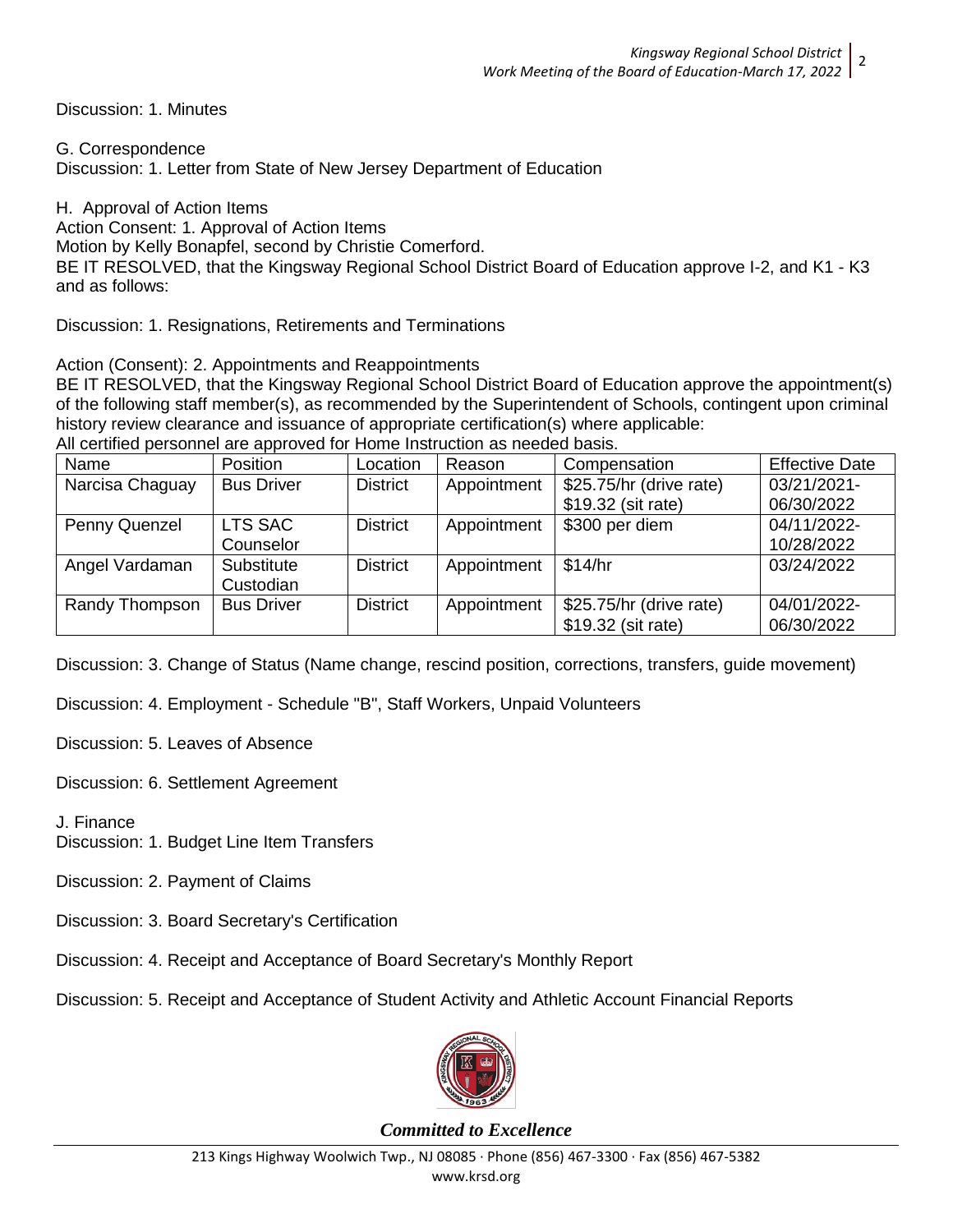Discussion: 1. Minutes

G. Correspondence

Discussion: 1. Letter from State of New Jersey Department of Education

H. Approval of Action Items

Action Consent: 1. Approval of Action Items

Motion by Kelly Bonapfel, second by Christie Comerford.

BE IT RESOLVED, that the Kingsway Regional School District Board of Education approve I-2, and K1 - K3 and as follows:

Discussion: 1. Resignations, Retirements and Terminations

Action (Consent): 2. Appointments and Reappointments

BE IT RESOLVED, that the Kingsway Regional School District Board of Education approve the appointment(s) of the following staff member(s), as recommended by the Superintendent of Schools, contingent upon criminal history review clearance and issuance of appropriate certification(s) where applicable:

All certified personnel are approved for Home Instruction as needed basis.

| Name | Position | Location | Reason | Compensation | Effective Date |
|---|---|---|---|---|---|
| Narcisa Chaguay | Bus Driver | District | Appointment | $25.75/hr (drive rate) $19.32 (sit rate) | 03/21/2021-06/30/2022 |
| Penny Quenzel | LTS SAC Counselor | District | Appointment | $300 per diem | 04/11/2022-10/28/2022 |
| Angel Vardaman | Substitute Custodian | District | Appointment | $14/hr | 03/24/2022 |
| Randy Thompson | Bus Driver | District | Appointment | $25.75/hr (drive rate) $19.32 (sit rate) | 04/01/2022-06/30/2022 |

Discussion: 3. Change of Status (Name change, rescind position, corrections, transfers, guide movement)

Discussion: 4. Employment - Schedule "B", Staff Workers, Unpaid Volunteers

Discussion: 5. Leaves of Absence

Discussion: 6. Settlement Agreement

J. Finance

Discussion: 1. Budget Line Item Transfers

Discussion: 2. Payment of Claims

Discussion: 3. Board Secretary's Certification

Discussion: 4. Receipt and Acceptance of Board Secretary's Monthly Report

Discussion: 5. Receipt and Acceptance of Student Activity and Athletic Account Financial Reports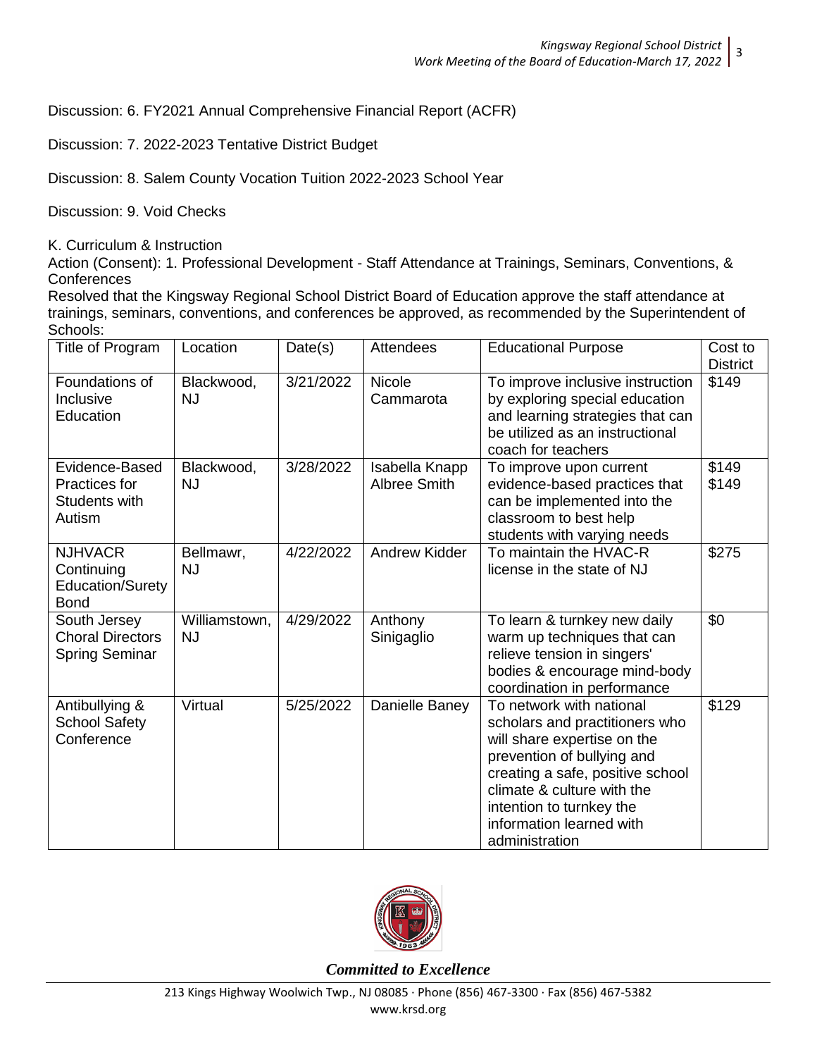Discussion: 6. FY2021 Annual Comprehensive Financial Report (ACFR)

Discussion: 7. 2022-2023 Tentative District Budget

Discussion: 8. Salem County Vocation Tuition 2022-2023 School Year

Discussion: 9. Void Checks

K. Curriculum & Instruction

Action (Consent): 1. Professional Development - Staff Attendance at Trainings, Seminars, Conventions, & Conferences

Resolved that the Kingsway Regional School District Board of Education approve the staff attendance at trainings, seminars, conventions, and conferences be approved, as recommended by the Superintendent of Schools:

| Title of Program | Location | Date(s) | Attendees | Educational Purpose | Cost to District |
|---|---|---|---|---|---|
| Foundations of Inclusive Education | Blackwood, NJ | 3/21/2022 | Nicole Cammarota | To improve inclusive instruction by exploring special education and learning strategies that can be utilized as an instructional coach for teachers | $149 |
| Evidence-Based Practices for Students with Autism | Blackwood, NJ | 3/28/2022 | Isabella Knapp<br>Albree Smith | To improve upon current evidence-based practices that can be implemented into the classroom to best help students with varying needs | $149<br>$149 |
| NJHVACR Continuing Education/Surety Bond | Bellmawr, NJ | 4/22/2022 | Andrew Kidder | To maintain the HVAC-R license in the state of NJ | $275 |
| South Jersey Choral Directors Spring Seminar | Williamstown, NJ | 4/29/2022 | Anthony Sinigaglio | To learn & turnkey new daily warm up techniques that can relieve tension in singers' bodies & encourage mind-body coordination in performance | $0 |
| Antibullying & School Safety Conference | Virtual | 5/25/2022 | Danielle Baney | To network with national scholars and practitioners who will share expertise on the prevention of bullying and creating a safe, positive school climate & culture with the intention to turnkey the information learned with administration | $129 |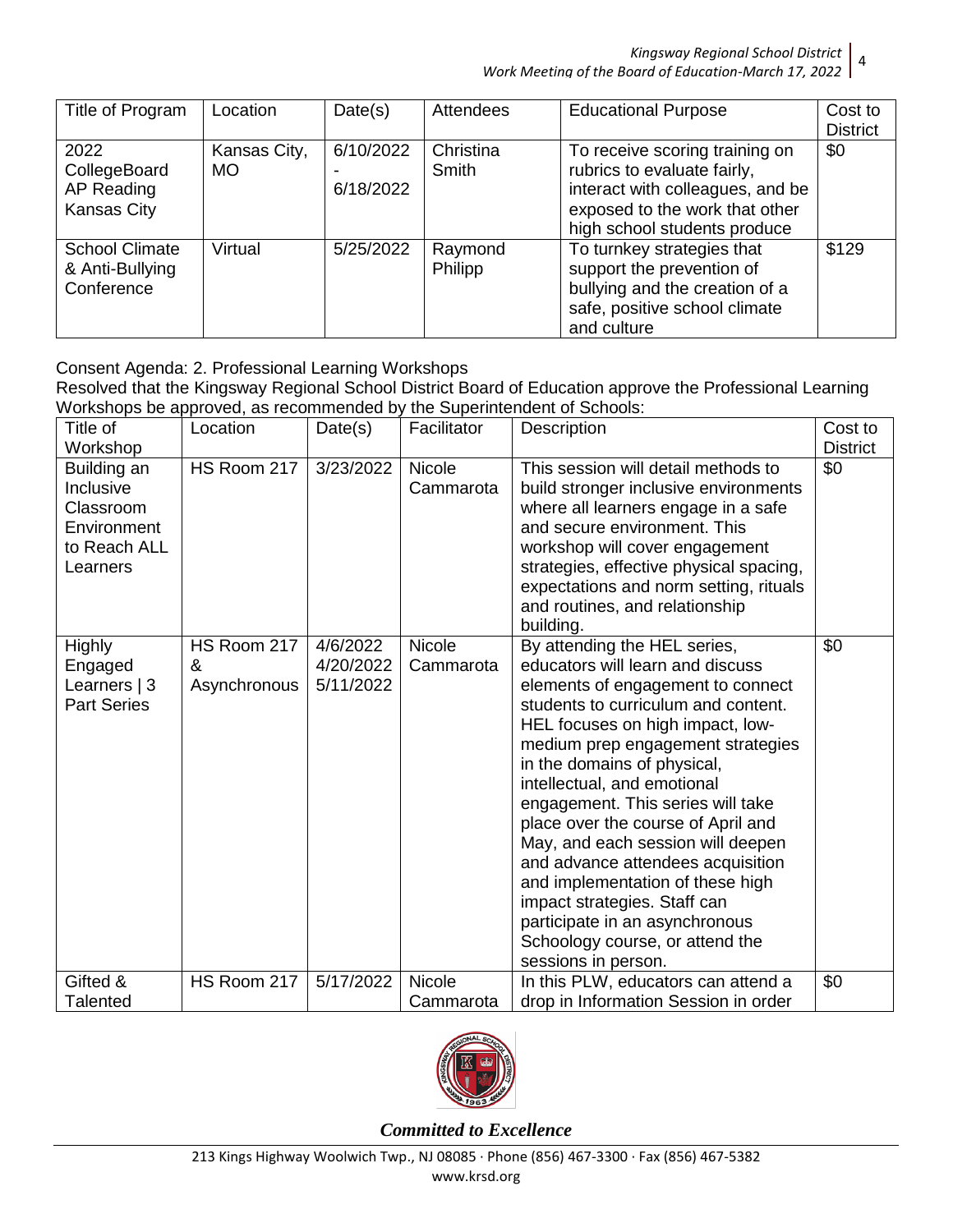| Title of Program | Location | Date(s) | Attendees | Educational Purpose | Cost to District |
|---|---|---|---|---|---|
| 2022 CollegeBoard AP Reading Kansas City | Kansas City, MO | 6/10/2022 - 6/18/2022 | Christina Smith | To receive scoring training on rubrics to evaluate fairly, interact with colleagues, and be exposed to the work that other high school students produce | $0 |
| School Climate & Anti-Bullying Conference | Virtual | 5/25/2022 | Raymond Philipp | To turnkey strategies that support the prevention of bullying and the creation of a safe, positive school climate and culture | $129 |

Consent Agenda: 2. Professional Learning Workshops

Resolved that the Kingsway Regional School District Board of Education approve the Professional Learning Workshops be approved, as recommended by the Superintendent of Schools:

| Title of Workshop | Location | Date(s) | Facilitator | Description | Cost to District |
|---|---|---|---|---|---|
| Building an Inclusive Classroom Environment to Reach ALL Learners | HS Room 217 | 3/23/2022 | Nicole Cammarota | This session will detail methods to build stronger inclusive environments where all learners engage in a safe and secure environment. This workshop will cover engagement strategies, effective physical spacing, expectations and norm setting, rituals and routines, and relationship building. | $0 |
| Highly Engaged Learners \| 3 Part Series | HS Room 217 & Asynchronous | 4/6/2022 4/20/2022 5/11/2022 | Nicole Cammarota | By attending the HEL series, educators will learn and discuss elements of engagement to connect students to curriculum and content. HEL focuses on high impact, low-medium prep engagement strategies in the domains of physical, intellectual, and emotional engagement. This series will take place over the course of April and May, and each session will deepen and advance attendees acquisition and implementation of these high impact strategies. Staff can participate in an asynchronous Schoology course, or attend the sessions in person. | $0 |
| Gifted & Talented | HS Room 217 | 5/17/2022 | Nicole Cammarota | In this PLW, educators can attend a drop in Information Session in order | $0 |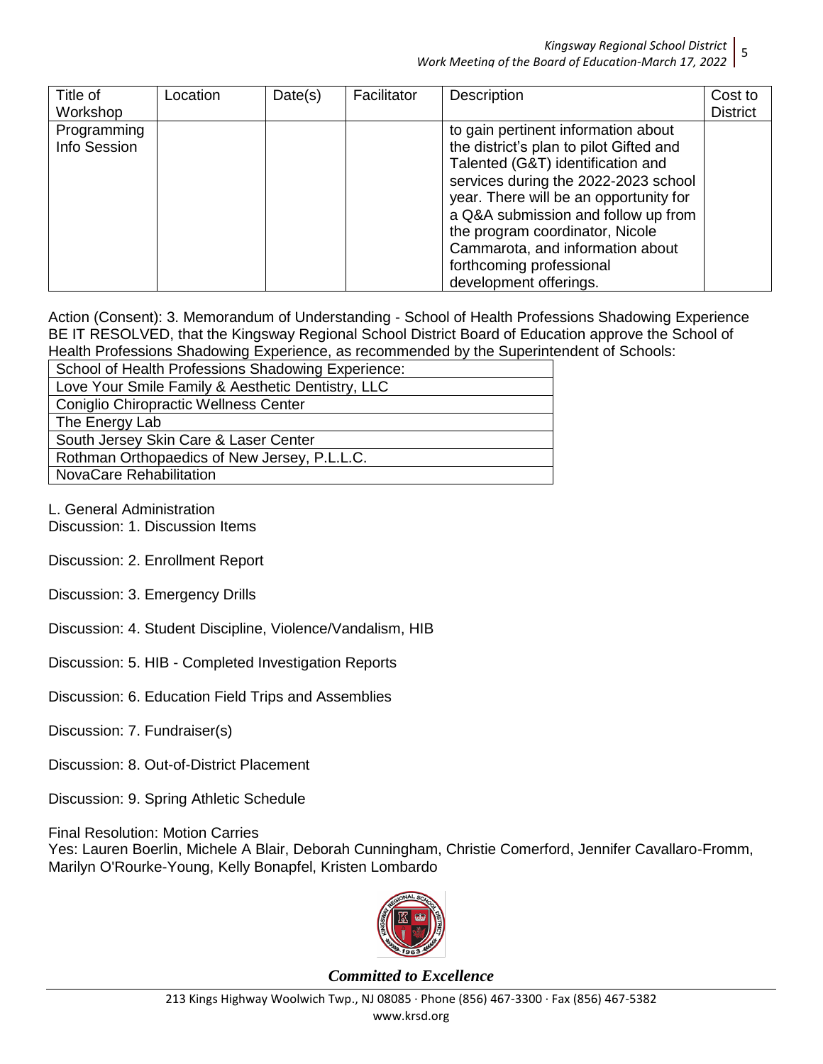| Title of Workshop | Location | Date(s) | Facilitator | Description | Cost to District |
|---|---|---|---|---|---|
| Programming Info Session | | | | to gain pertinent information about the district's plan to pilot Gifted and Talented (G&T) identification and services during the 2022-2023 school year. There will be an opportunity for a Q&A submission and follow up from the program coordinator, Nicole Cammarota, and information about forthcoming professional development offerings. | |

Action (Consent): 3. Memorandum of Understanding - School of Health Professions Shadowing Experience
BE IT RESOLVED, that the Kingsway Regional School District Board of Education approve the School of Health Professions Shadowing Experience, as recommended by the Superintendent of Schools:

| School of Health Professions Shadowing Experience: |
|---|
| Love Your Smile Family & Aesthetic Dentistry, LLC |
| Coniglio Chiropractic Wellness Center |
| The Energy Lab |
| South Jersey Skin Care & Laser Center |
| Rothman Orthopaedics of New Jersey, P.L.L.C. |
| NovaCare Rehabilitation |

L. General Administration
Discussion: 1. Discussion Items

Discussion: 2. Enrollment Report

Discussion: 3. Emergency Drills

Discussion: 4. Student Discipline, Violence/Vandalism, HIB

Discussion: 5. HIB - Completed Investigation Reports

Discussion: 6. Education Field Trips and Assemblies

Discussion: 7. Fundraiser(s)

Discussion: 8. Out-of-District Placement

Discussion: 9. Spring Athletic Schedule

Final Resolution: Motion Carries
Yes: Lauren Boerlin, Michele A Blair, Deborah Cunningham, Christie Comerford, Jennifer Cavallaro-Fromm, Marilyn O'Rourke-Young, Kelly Bonapfel, Kristen Lombardo

*Committed to Excellence*

213 Kings Highway Woolwich Twp., NJ 08085 · Phone (856) 467-3300 · Fax (856) 467-5382
www.krsd.org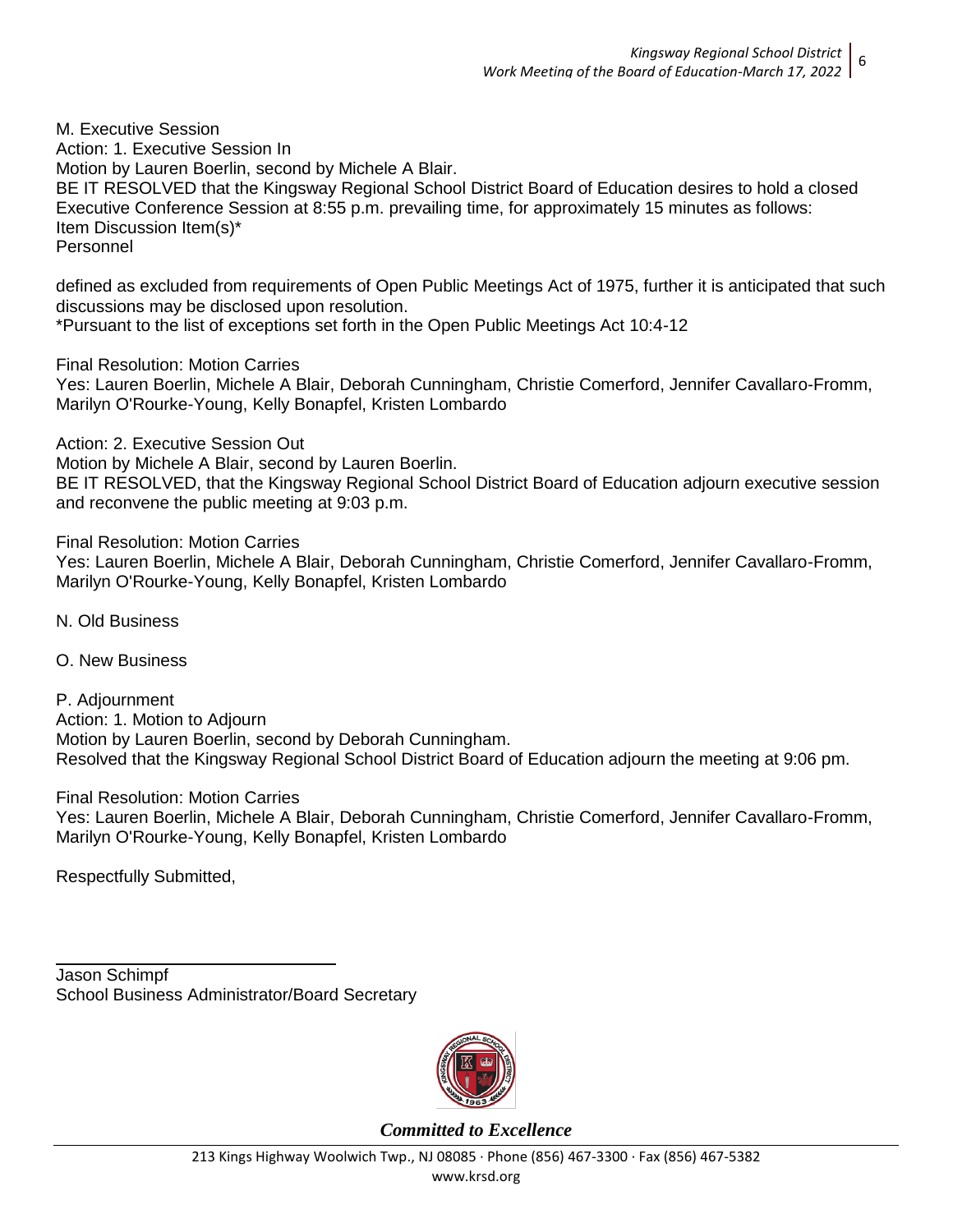M. Executive Session
Action: 1. Executive Session In
Motion by Lauren Boerlin, second by Michele A Blair.
BE IT RESOLVED that the Kingsway Regional School District Board of Education desires to hold a closed Executive Conference Session at 8:55 p.m. prevailing time, for approximately 15 minutes as follows:
Item Discussion Item(s)*
Personnel

defined as excluded from requirements of Open Public Meetings Act of 1975, further it is anticipated that such discussions may be disclosed upon resolution.
*Pursuant to the list of exceptions set forth in the Open Public Meetings Act 10:4-12

Final Resolution: Motion Carries
Yes: Lauren Boerlin, Michele A Blair, Deborah Cunningham, Christie Comerford, Jennifer Cavallaro-Fromm, Marilyn O'Rourke-Young, Kelly Bonapfel, Kristen Lombardo

Action: 2. Executive Session Out
Motion by Michele A Blair, second by Lauren Boerlin.
BE IT RESOLVED, that the Kingsway Regional School District Board of Education adjourn executive session and reconvene the public meeting at 9:03 p.m.

Final Resolution: Motion Carries
Yes: Lauren Boerlin, Michele A Blair, Deborah Cunningham, Christie Comerford, Jennifer Cavallaro-Fromm, Marilyn O'Rourke-Young, Kelly Bonapfel, Kristen Lombardo

N. Old Business

O. New Business

P. Adjournment
Action: 1. Motion to Adjourn
Motion by Lauren Boerlin, second by Deborah Cunningham.
Resolved that the Kingsway Regional School District Board of Education adjourn the meeting at 9:06 pm.

Final Resolution: Motion Carries
Yes: Lauren Boerlin, Michele A Blair, Deborah Cunningham, Christie Comerford, Jennifer Cavallaro-Fromm, Marilyn O'Rourke-Young, Kelly Bonapfel, Kristen Lombardo

Respectfully Submitted,

Jason Schimpf
School Business Administrator/Board Secretary

*Committed to Excellence*

213 Kings Highway Woolwich Twp., NJ 08085 · Phone (856) 467-3300 · Fax (856) 467-5382
www.krsd.org